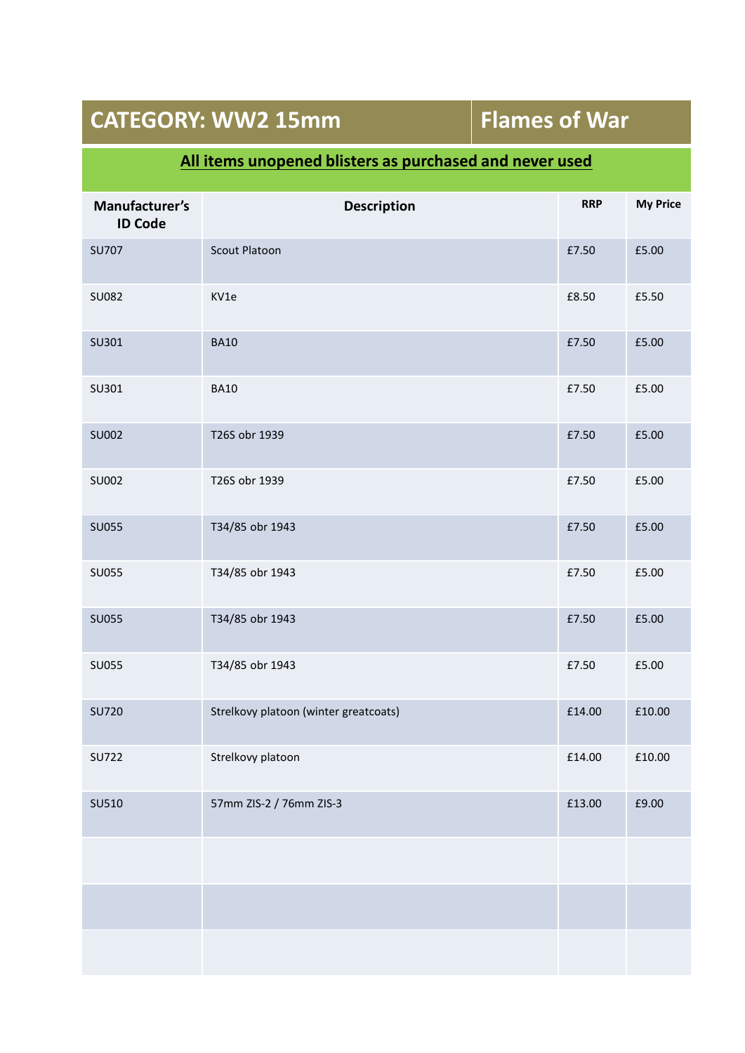# CATEGORY: WW2 15mm | Flames of War

**All items unopened blisters as purchased and never used**

| Manufacturer's ID Code | Description | RRP | My Price |
|---|---|---|---|
| SU707 | Scout Platoon | £7.50 | £5.00 |
| SU082 | KV1e | £8.50 | £5.50 |
| SU301 | BA10 | £7.50 | £5.00 |
| SU301 | BA10 | £7.50 | £5.00 |
| SU002 | T26S obr 1939 | £7.50 | £5.00 |
| SU002 | T26S obr 1939 | £7.50 | £5.00 |
| SU055 | T34/85 obr 1943 | £7.50 | £5.00 |
| SU055 | T34/85 obr 1943 | £7.50 | £5.00 |
| SU055 | T34/85 obr 1943 | £7.50 | £5.00 |
| SU055 | T34/85 obr 1943 | £7.50 | £5.00 |
| SU720 | Strelkovy platoon (winter greatcoats) | £14.00 | £10.00 |
| SU722 | Strelkovy platoon | £14.00 | £10.00 |
| SU510 | 57mm ZIS-2 / 76mm ZIS-3 | £13.00 | £9.00 |
| | | | |
| | | | |
| | | | |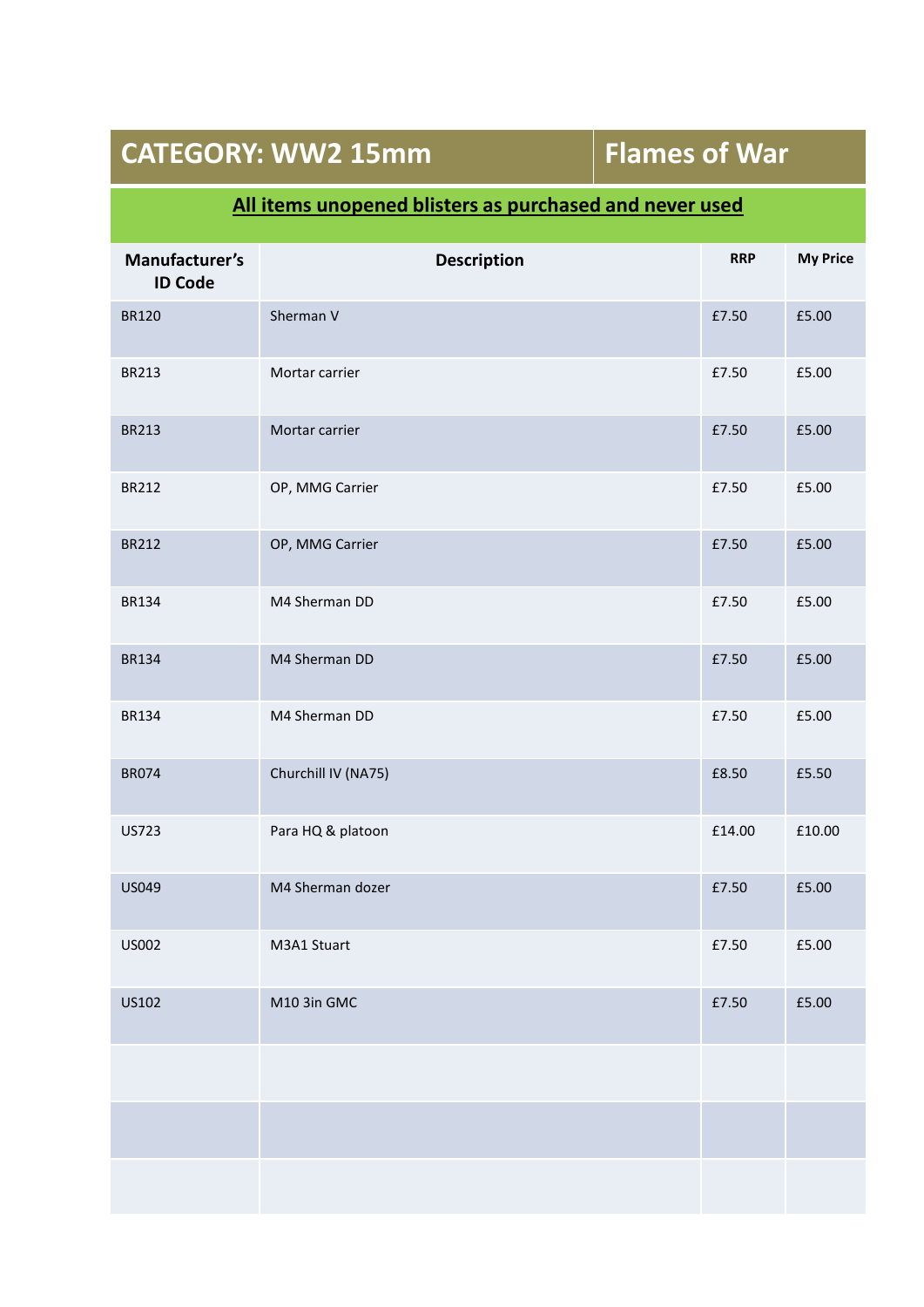## CATEGORY: WW2 15mm | Flames of War

**All items unopened blisters as purchased and never used**

| Manufacturer's ID Code | Description | RRP | My Price |
|---|---|---|---|
| BR120 | Sherman V | £7.50 | £5.00 |
| BR213 | Mortar carrier | £7.50 | £5.00 |
| BR213 | Mortar carrier | £7.50 | £5.00 |
| BR212 | OP, MMG Carrier | £7.50 | £5.00 |
| BR212 | OP, MMG Carrier | £7.50 | £5.00 |
| BR134 | M4 Sherman DD | £7.50 | £5.00 |
| BR134 | M4 Sherman DD | £7.50 | £5.00 |
| BR134 | M4 Sherman DD | £7.50 | £5.00 |
| BR074 | Churchill IV (NA75) | £8.50 | £5.50 |
| US723 | Para HQ & platoon | £14.00 | £10.00 |
| US049 | M4 Sherman dozer | £7.50 | £5.00 |
| US002 | M3A1 Stuart | £7.50 | £5.00 |
| US102 | M10 3in GMC | £7.50 | £5.00 |
| | | | |
| | | | |
| | | | |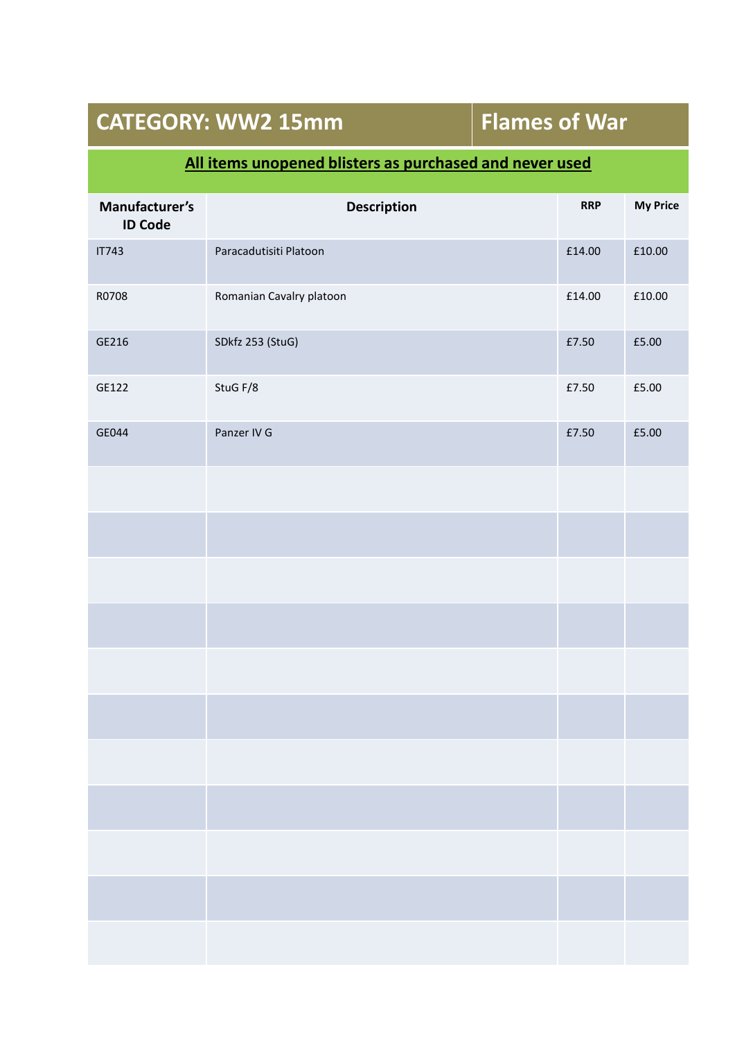# CATEGORY: WW2 15mm | Flames of War

**All items unopened blisters as purchased and never used**

| Manufacturer's ID Code | Description | RRP | My Price |
|---|---|---|---|
| IT743 | Paracadutisiti Platoon | £14.00 | £10.00 |
| R0708 | Romanian Cavalry platoon | £14.00 | £10.00 |
| GE216 | SDkfz 253 (StuG) | £7.50 | £5.00 |
| GE122 | StuG F/8 | £7.50 | £5.00 |
| GE044 | Panzer IV G | £7.50 | £5.00 |
| | | | |
| | | | |
| | | | |
| | | | |
| | | | |
| | | | |
| | | | |
| | | | |
| | | | |
| | | | |
| | | | |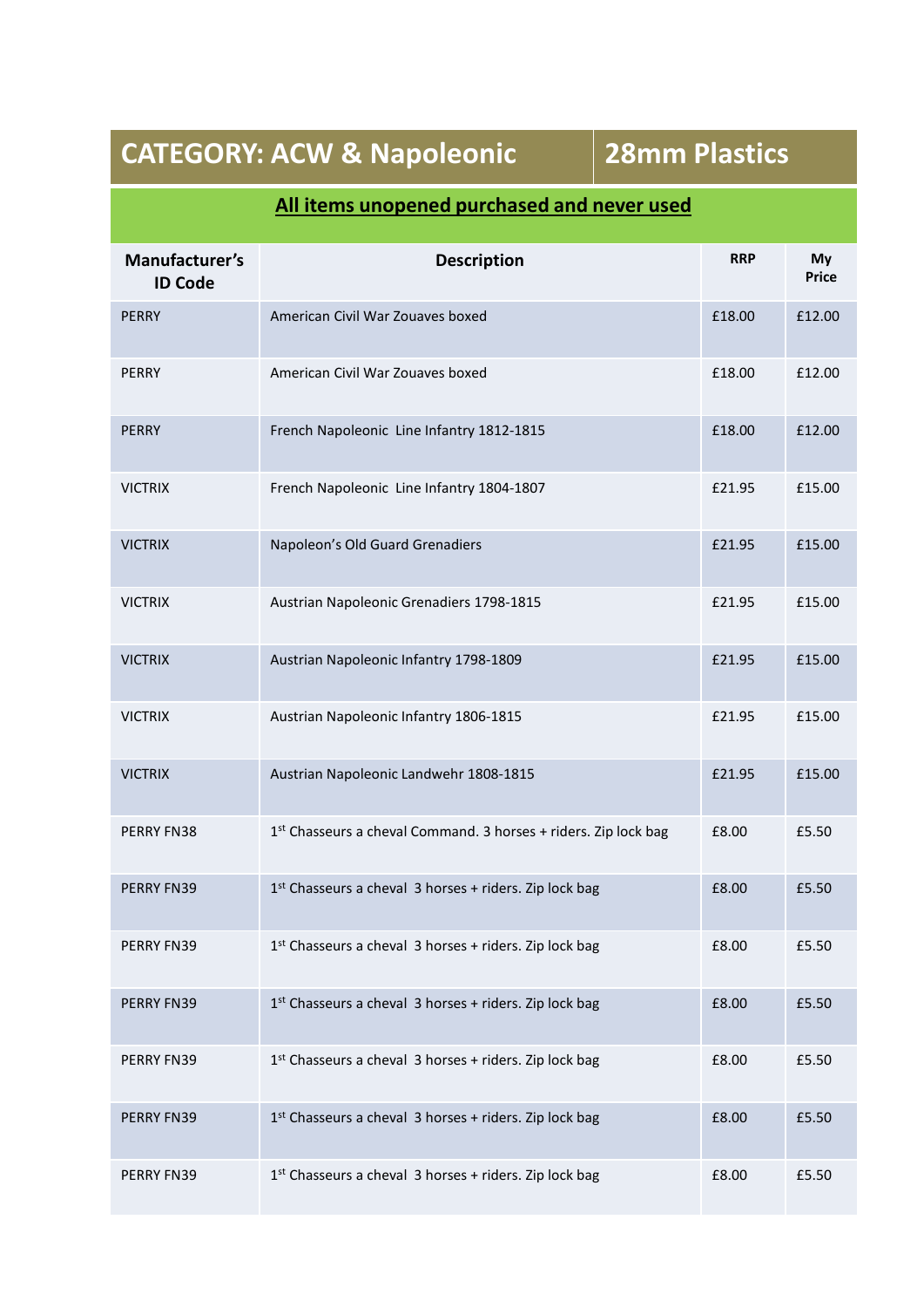| CATEGORY: ACW & Napoleonic | 28mm Plastics | | |
|---|---|---|---|

**<u>All items unopened purchased and never used</u>**

| Manufacturer's ID Code | Description | RRP | My Price |
|---|---|---|---|
| PERRY | American Civil War Zouaves boxed | £18.00 | £12.00 |
| PERRY | American Civil War Zouaves boxed | £18.00 | £12.00 |
| PERRY | French Napoleonic Line Infantry 1812-1815 | £18.00 | £12.00 |
| VICTRIX | French Napoleonic Line Infantry 1804-1807 | £21.95 | £15.00 |
| VICTRIX | Napoleon's Old Guard Grenadiers | £21.95 | £15.00 |
| VICTRIX | Austrian Napoleonic Grenadiers 1798-1815 | £21.95 | £15.00 |
| VICTRIX | Austrian Napoleonic Infantry 1798-1809 | £21.95 | £15.00 |
| VICTRIX | Austrian Napoleonic Infantry 1806-1815 | £21.95 | £15.00 |
| VICTRIX | Austrian Napoleonic Landwehr 1808-1815 | £21.95 | £15.00 |
| PERRY FN38 | 1st Chasseurs a cheval Command. 3 horses + riders. Zip lock bag | £8.00 | £5.50 |
| PERRY FN39 | 1st Chasseurs a cheval 3 horses + riders. Zip lock bag | £8.00 | £5.50 |
| PERRY FN39 | 1st Chasseurs a cheval 3 horses + riders. Zip lock bag | £8.00 | £5.50 |
| PERRY FN39 | 1st Chasseurs a cheval 3 horses + riders. Zip lock bag | £8.00 | £5.50 |
| PERRY FN39 | 1st Chasseurs a cheval 3 horses + riders. Zip lock bag | £8.00 | £5.50 |
| PERRY FN39 | 1st Chasseurs a cheval 3 horses + riders. Zip lock bag | £8.00 | £5.50 |
| PERRY FN39 | 1st Chasseurs a cheval 3 horses + riders. Zip lock bag | £8.00 | £5.50 |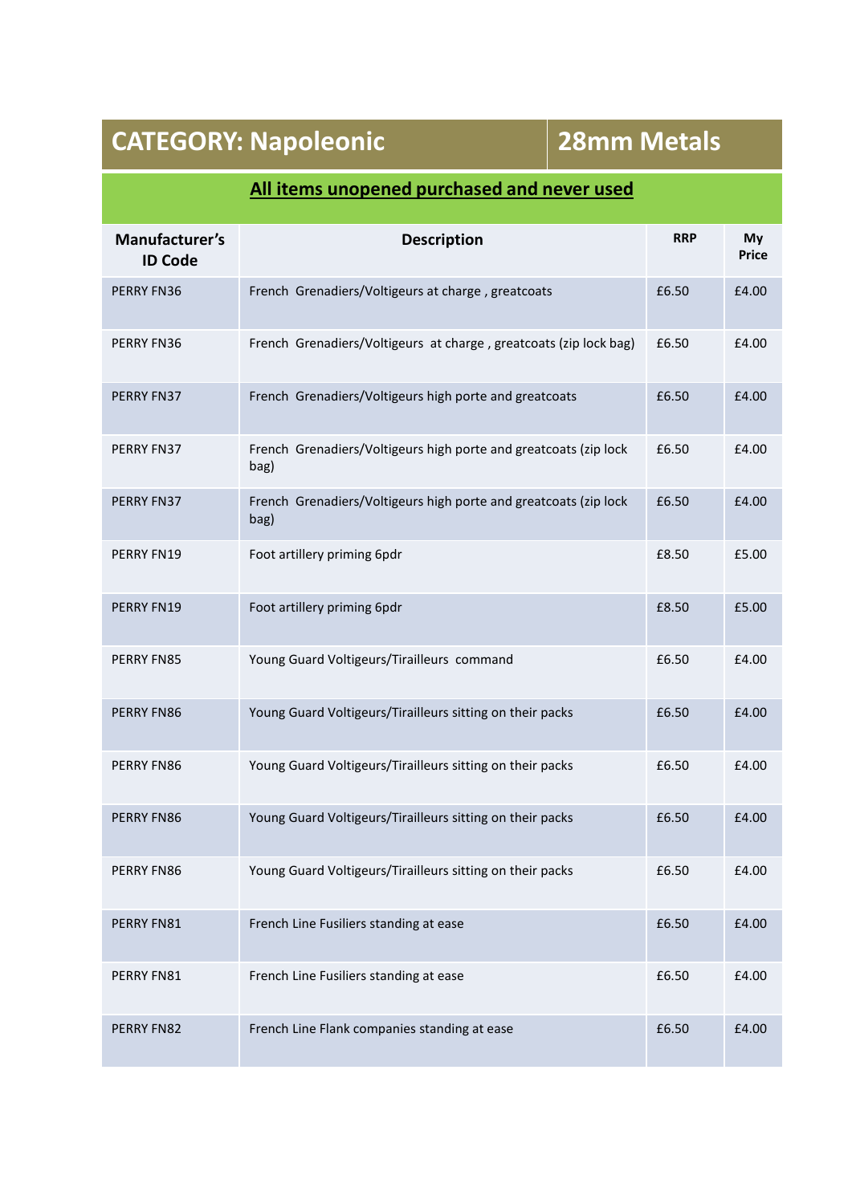| CATEGORY: Napoleonic | 28mm Metals | | |
|---|---|---|---|
| **All items unopened purchased and never used** | | | |
| **Manufacturer's ID Code** | **Description** | **RRP** | **My Price** |
| PERRY FN36 | French Grenadiers/Voltigeurs at charge , greatcoats | £6.50 | £4.00 |
| PERRY FN36 | French Grenadiers/Voltigeurs at charge , greatcoats (zip lock bag) | £6.50 | £4.00 |
| PERRY FN37 | French Grenadiers/Voltigeurs high porte and greatcoats | £6.50 | £4.00 |
| PERRY FN37 | French Grenadiers/Voltigeurs high porte and greatcoats (zip lock bag) | £6.50 | £4.00 |
| PERRY FN37 | French Grenadiers/Voltigeurs high porte and greatcoats (zip lock bag) | £6.50 | £4.00 |
| PERRY FN19 | Foot artillery priming 6pdr | £8.50 | £5.00 |
| PERRY FN19 | Foot artillery priming 6pdr | £8.50 | £5.00 |
| PERRY FN85 | Young Guard Voltigeurs/Tirailleurs command | £6.50 | £4.00 |
| PERRY FN86 | Young Guard Voltigeurs/Tirailleurs sitting on their packs | £6.50 | £4.00 |
| PERRY FN86 | Young Guard Voltigeurs/Tirailleurs sitting on their packs | £6.50 | £4.00 |
| PERRY FN86 | Young Guard Voltigeurs/Tirailleurs sitting on their packs | £6.50 | £4.00 |
| PERRY FN86 | Young Guard Voltigeurs/Tirailleurs sitting on their packs | £6.50 | £4.00 |
| PERRY FN81 | French Line Fusiliers standing at ease | £6.50 | £4.00 |
| PERRY FN81 | French Line Fusiliers standing at ease | £6.50 | £4.00 |
| PERRY FN82 | French Line Flank companies standing at ease | £6.50 | £4.00 |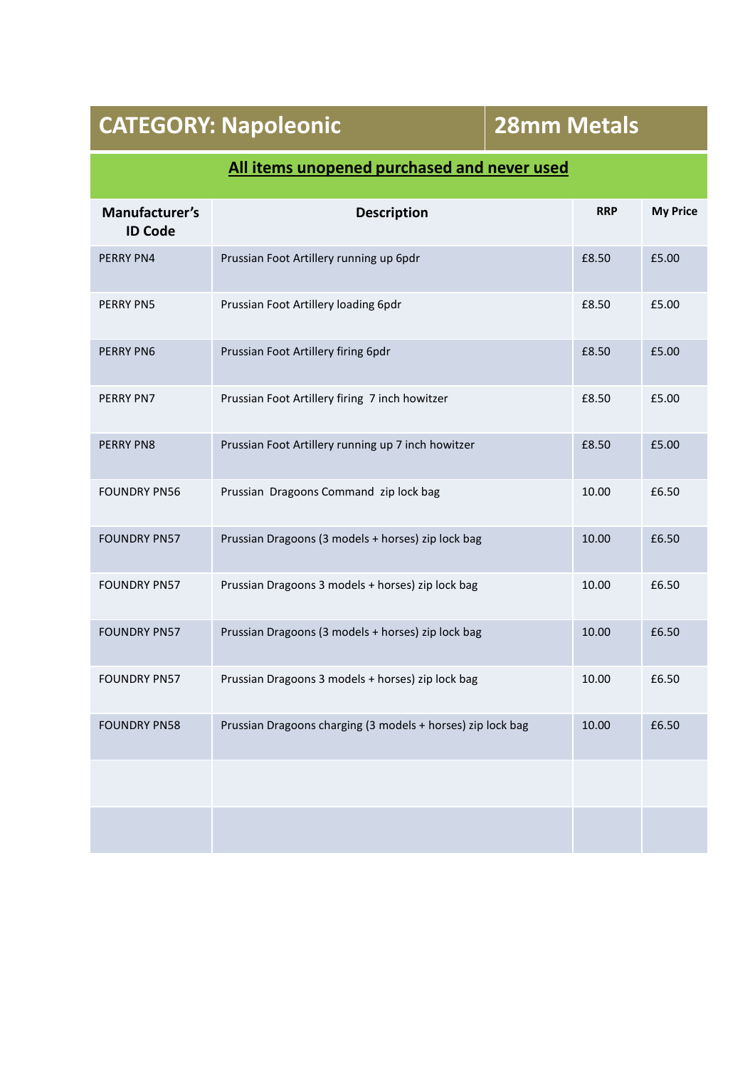| CATEGORY: Napoleonic | 28mm Metals |
|---|---|

**All items unopened purchased and never used**

| Manufacturer's ID Code | Description | RRP | My Price |
|---|---|---|---|
| PERRY PN4 | Prussian Foot Artillery running up 6pdr | £8.50 | £5.00 |
| PERRY PN5 | Prussian Foot Artillery loading 6pdr | £8.50 | £5.00 |
| PERRY PN6 | Prussian Foot Artillery firing 6pdr | £8.50 | £5.00 |
| PERRY PN7 | Prussian Foot Artillery firing 7 inch howitzer | £8.50 | £5.00 |
| PERRY PN8 | Prussian Foot Artillery running up 7 inch howitzer | £8.50 | £5.00 |
| FOUNDRY PN56 | Prussian Dragoons Command zip lock bag | 10.00 | £6.50 |
| FOUNDRY PN57 | Prussian Dragoons (3 models + horses) zip lock bag | 10.00 | £6.50 |
| FOUNDRY PN57 | Prussian Dragoons 3 models + horses) zip lock bag | 10.00 | £6.50 |
| FOUNDRY PN57 | Prussian Dragoons (3 models + horses) zip lock bag | 10.00 | £6.50 |
| FOUNDRY PN57 | Prussian Dragoons 3 models + horses) zip lock bag | 10.00 | £6.50 |
| FOUNDRY PN58 | Prussian Dragoons charging (3 models + horses) zip lock bag | 10.00 | £6.50 |
| | | | |
| | | | |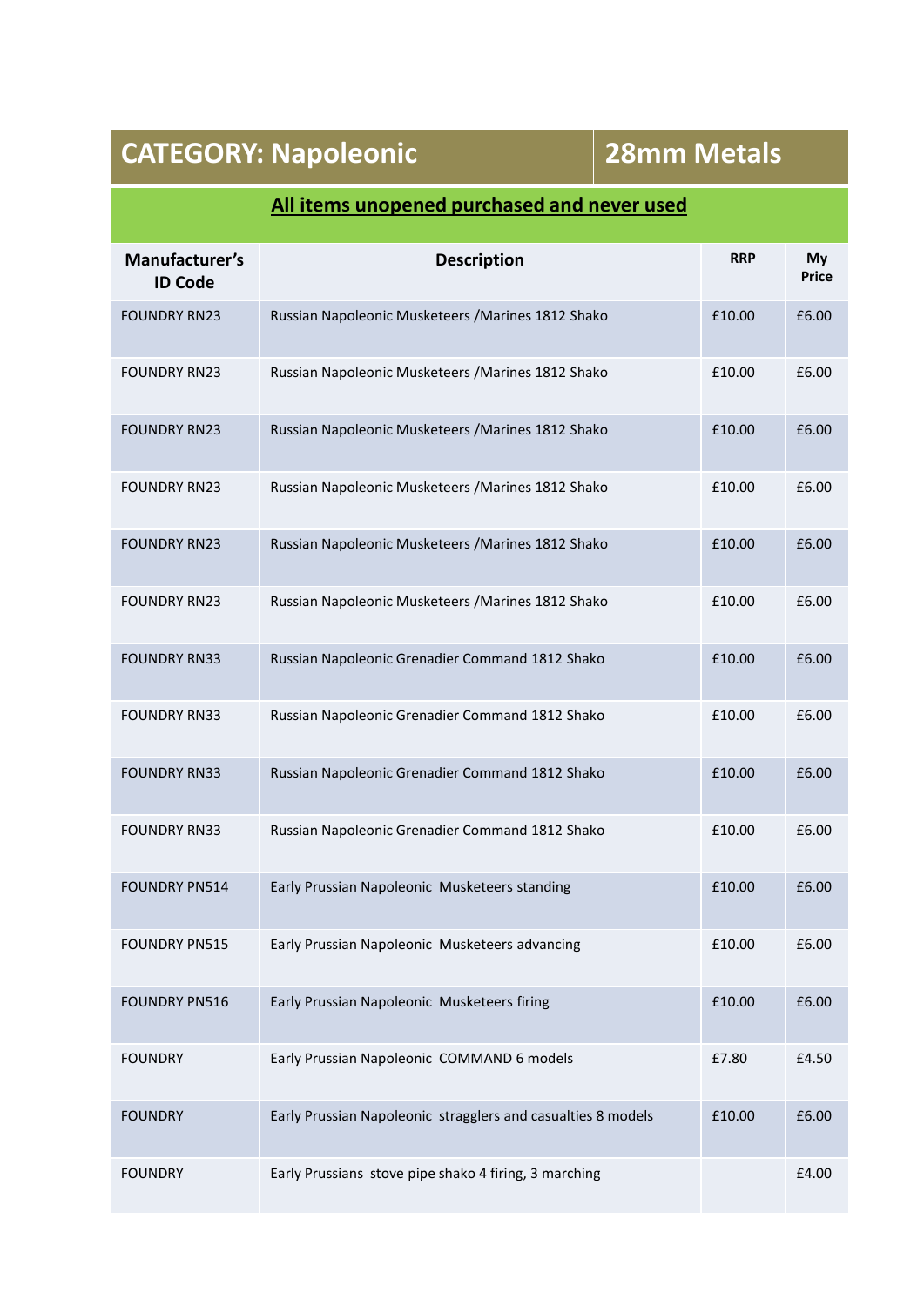## CATEGORY: Napoleonic | 28mm Metals

**All items unopened purchased and never used**

| Manufacturer's ID Code | Description | RRP | My Price |
|---|---|---|---|
| FOUNDRY RN23 | Russian Napoleonic Musketeers /Marines 1812 Shako | £10.00 | £6.00 |
| FOUNDRY RN23 | Russian Napoleonic Musketeers /Marines 1812 Shako | £10.00 | £6.00 |
| FOUNDRY RN23 | Russian Napoleonic Musketeers /Marines 1812 Shako | £10.00 | £6.00 |
| FOUNDRY RN23 | Russian Napoleonic Musketeers /Marines 1812 Shako | £10.00 | £6.00 |
| FOUNDRY RN23 | Russian Napoleonic Musketeers /Marines 1812 Shako | £10.00 | £6.00 |
| FOUNDRY RN23 | Russian Napoleonic Musketeers /Marines 1812 Shako | £10.00 | £6.00 |
| FOUNDRY RN33 | Russian Napoleonic Grenadier Command 1812 Shako | £10.00 | £6.00 |
| FOUNDRY RN33 | Russian Napoleonic Grenadier Command 1812 Shako | £10.00 | £6.00 |
| FOUNDRY RN33 | Russian Napoleonic Grenadier Command 1812 Shako | £10.00 | £6.00 |
| FOUNDRY RN33 | Russian Napoleonic Grenadier Command 1812 Shako | £10.00 | £6.00 |
| FOUNDRY PN514 | Early Prussian Napoleonic Musketeers standing | £10.00 | £6.00 |
| FOUNDRY PN515 | Early Prussian Napoleonic Musketeers advancing | £10.00 | £6.00 |
| FOUNDRY PN516 | Early Prussian Napoleonic Musketeers firing | £10.00 | £6.00 |
| FOUNDRY | Early Prussian Napoleonic COMMAND 6 models | £7.80 | £4.50 |
| FOUNDRY | Early Prussian Napoleonic stragglers and casualties 8 models | £10.00 | £6.00 |
| FOUNDRY | Early Prussians stove pipe shako 4 firing, 3 marching | | £4.00 |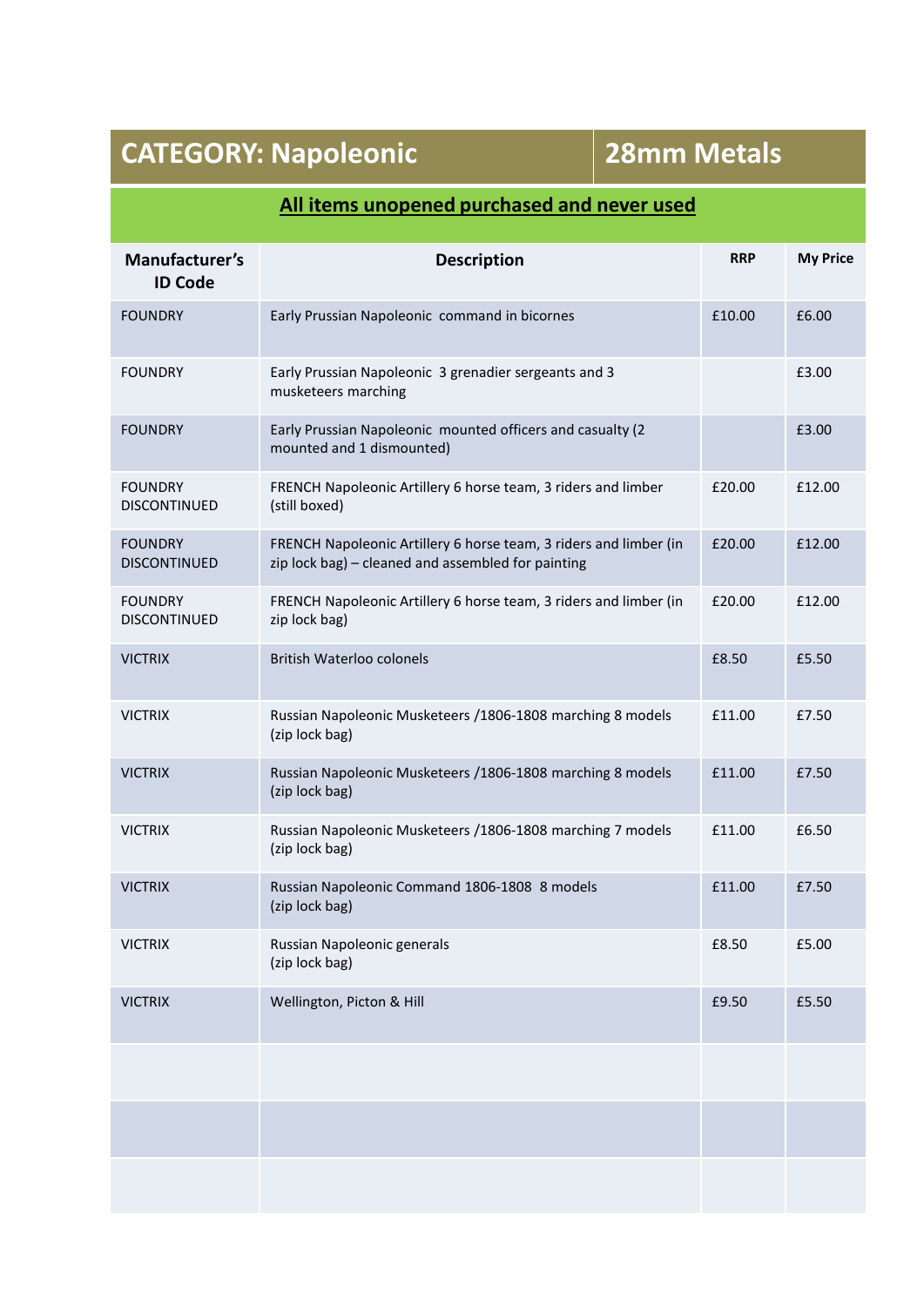## CATEGORY: Napoleonic | 28mm Metals

**All items unopened purchased and never used**

| Manufacturer's ID Code | Description | RRP | My Price |
|---|---|---|---|
| FOUNDRY | Early Prussian Napoleonic command in bicornes | £10.00 | £6.00 |
| FOUNDRY | Early Prussian Napoleonic 3 grenadier sergeants and 3 musketeers marching | | £3.00 |
| FOUNDRY | Early Prussian Napoleonic mounted officers and casualty (2 mounted and 1 dismounted) | | £3.00 |
| FOUNDRY DISCONTINUED | FRENCH Napoleonic Artillery 6 horse team, 3 riders and limber (still boxed) | £20.00 | £12.00 |
| FOUNDRY DISCONTINUED | FRENCH Napoleonic Artillery 6 horse team, 3 riders and limber (in zip lock bag) – cleaned and assembled for painting | £20.00 | £12.00 |
| FOUNDRY DISCONTINUED | FRENCH Napoleonic Artillery 6 horse team, 3 riders and limber (in zip lock bag) | £20.00 | £12.00 |
| VICTRIX | British Waterloo colonels | £8.50 | £5.50 |
| VICTRIX | Russian Napoleonic Musketeers /1806-1808 marching 8 models (zip lock bag) | £11.00 | £7.50 |
| VICTRIX | Russian Napoleonic Musketeers /1806-1808 marching 8 models (zip lock bag) | £11.00 | £7.50 |
| VICTRIX | Russian Napoleonic Musketeers /1806-1808 marching 7 models (zip lock bag) | £11.00 | £6.50 |
| VICTRIX | Russian Napoleonic Command 1806-1808 8 models (zip lock bag) | £11.00 | £7.50 |
| VICTRIX | Russian Napoleonic generals (zip lock bag) | £8.50 | £5.00 |
| VICTRIX | Wellington, Picton & Hill | £9.50 | £5.50 |
| | | | |
| | | | |
| | | | |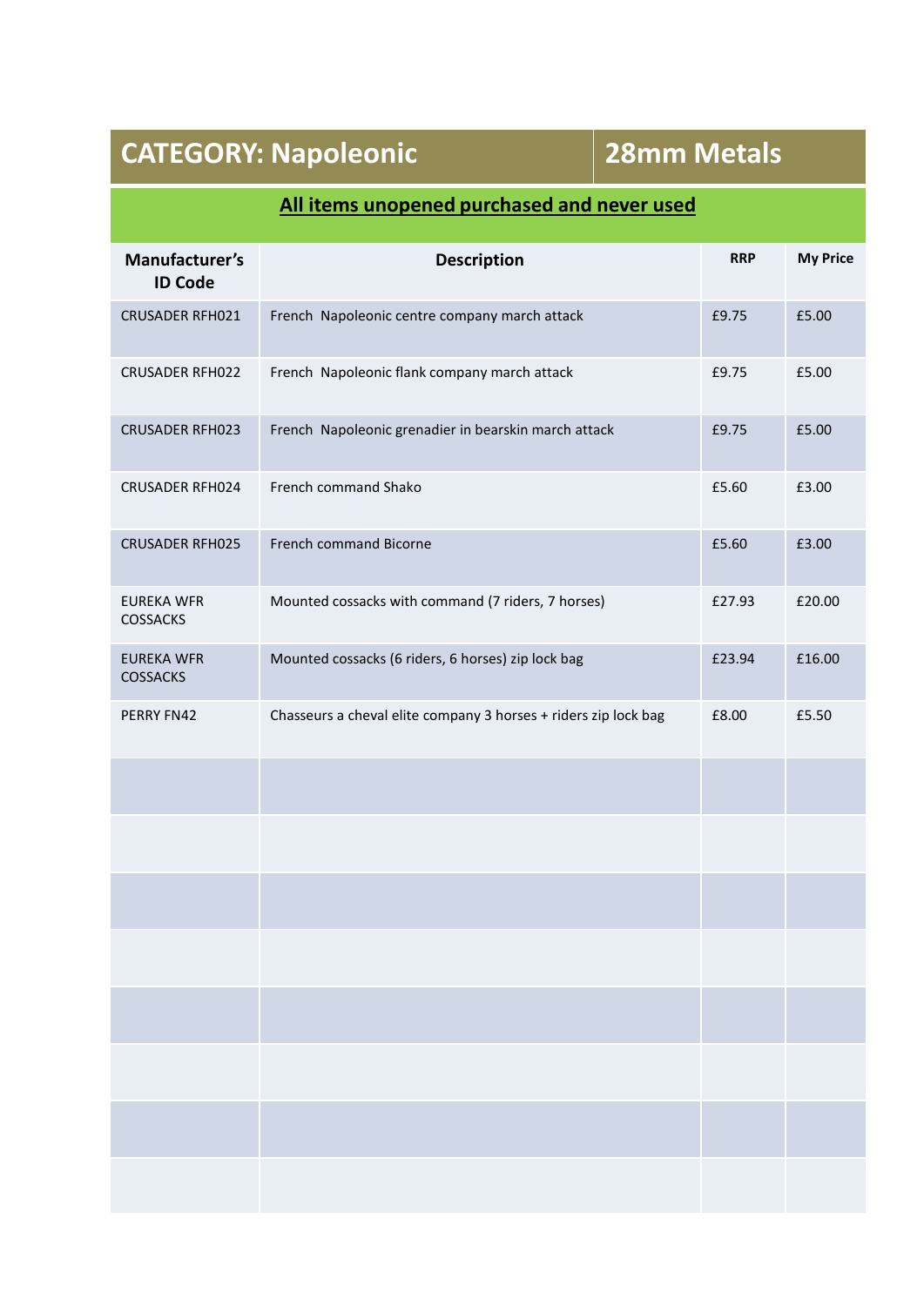## CATEGORY: Napoleonic | 28mm Metals

**All items unopened purchased and never used**

| Manufacturer's ID Code | Description | RRP | My Price |
|---|---|---|---|
| CRUSADER RFH021 | French Napoleonic centre company march attack | £9.75 | £5.00 |
| CRUSADER RFH022 | French Napoleonic flank company march attack | £9.75 | £5.00 |
| CRUSADER RFH023 | French Napoleonic grenadier in bearskin march attack | £9.75 | £5.00 |
| CRUSADER RFH024 | French command Shako | £5.60 | £3.00 |
| CRUSADER RFH025 | French command Bicorne | £5.60 | £3.00 |
| EUREKA WFR COSSACKS | Mounted cossacks with command (7 riders, 7 horses) | £27.93 | £20.00 |
| EUREKA WFR COSSACKS | Mounted cossacks (6 riders, 6 horses) zip lock bag | £23.94 | £16.00 |
| PERRY FN42 | Chasseurs a cheval elite company 3 horses + riders zip lock bag | £8.00 | £5.50 |
| | | | |
| | | | |
| | | | |
| | | | |
| | | | |
| | | | |
| | | | |
| | | | |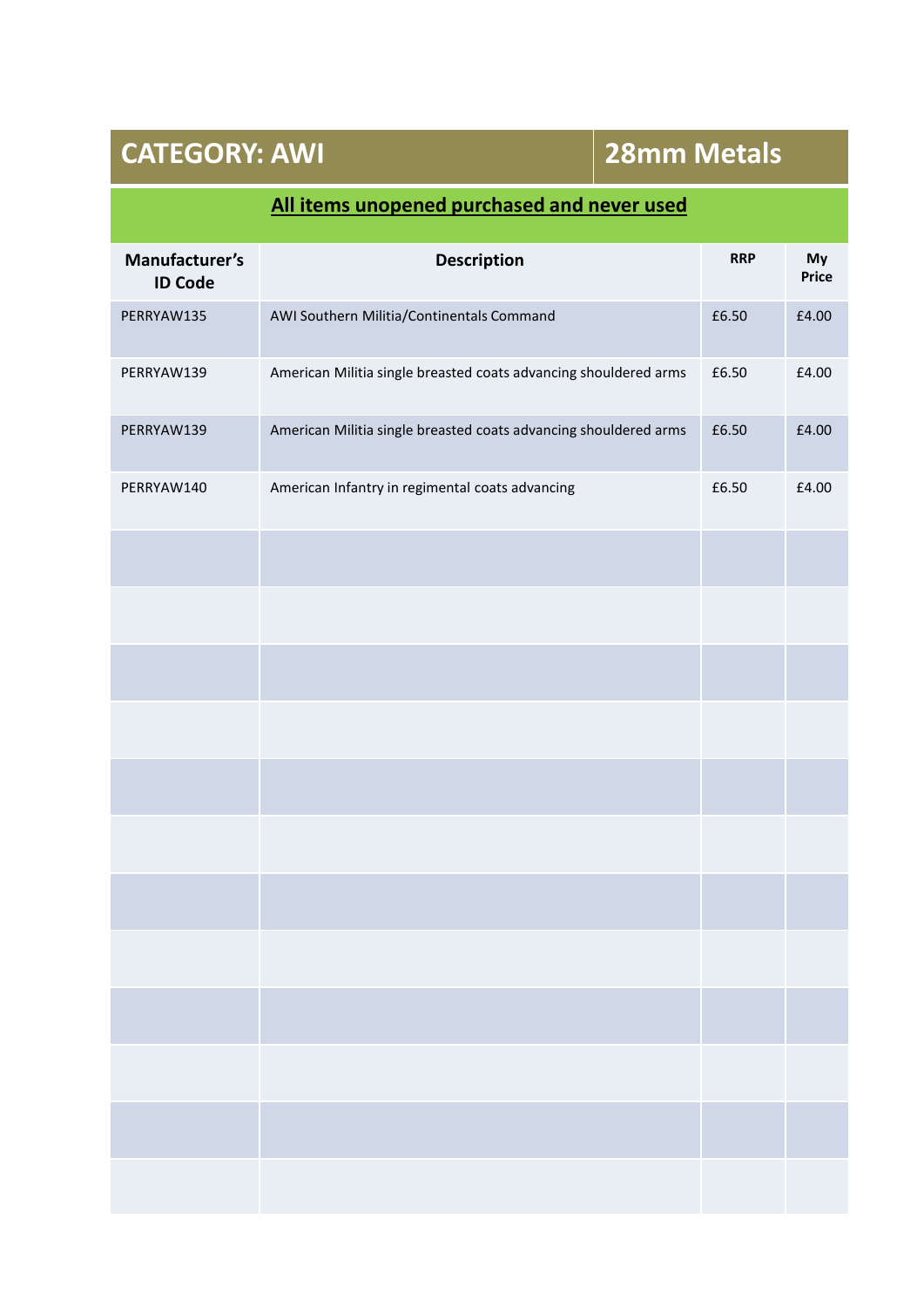| CATEGORY: AWI | | 28mm Metals | |
|---|---|---|---|

**All items unopened purchased and never used**

| Manufacturer's ID Code | Description | RRP | My Price |
|---|---|---|---|
| PERRYAW135 | AWI Southern Militia/Continentals Command | £6.50 | £4.00 |
| PERRYAW139 | American Militia single breasted coats advancing shouldered arms | £6.50 | £4.00 |
| PERRYAW139 | American Militia single breasted coats advancing shouldered arms | £6.50 | £4.00 |
| PERRYAW140 | American Infantry in regimental coats advancing | £6.50 | £4.00 |
| | | | |
| | | | |
| | | | |
| | | | |
| | | | |
| | | | |
| | | | |
| | | | |
| | | | |
| | | | |
| | | | |
| | | | |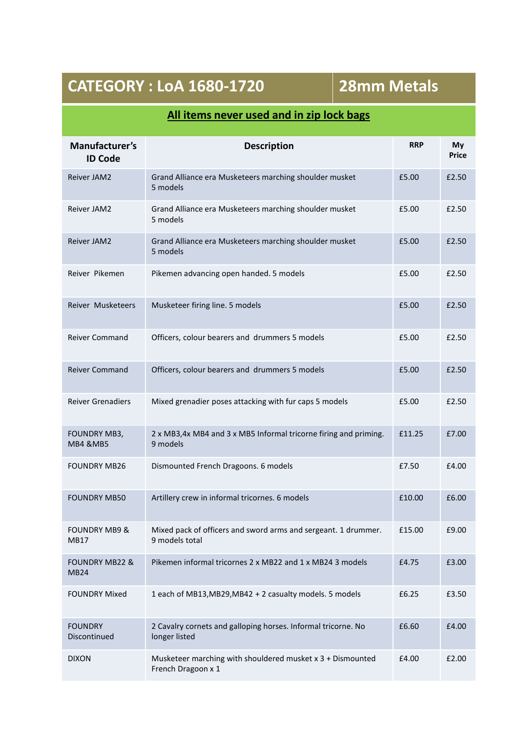## CATEGORY : LoA 1680-1720 | 28mm Metals

**All items never used and in zip lock bags**

| Manufacturer's ID Code | Description | RRP | My Price |
|---|---|---|---|
| Reiver JAM2 | Grand Alliance era Musketeers marching shoulder musket 5 models | £5.00 | £2.50 |
| Reiver JAM2 | Grand Alliance era Musketeers marching shoulder musket 5 models | £5.00 | £2.50 |
| Reiver JAM2 | Grand Alliance era Musketeers marching shoulder musket 5 models | £5.00 | £2.50 |
| Reiver Pikemen | Pikemen advancing open handed. 5 models | £5.00 | £2.50 |
| Reiver Musketeers | Musketeer firing line. 5 models | £5.00 | £2.50 |
| Reiver Command | Officers, colour bearers and drummers 5 models | £5.00 | £2.50 |
| Reiver Command | Officers, colour bearers and drummers 5 models | £5.00 | £2.50 |
| Reiver Grenadiers | Mixed grenadier poses attacking with fur caps 5 models | £5.00 | £2.50 |
| FOUNDRY MB3, MB4 &MB5 | 2 x MB3,4x MB4 and 3 x MB5 Informal tricorne firing and priming. 9 models | £11.25 | £7.00 |
| FOUNDRY MB26 | Dismounted French Dragoons. 6 models | £7.50 | £4.00 |
| FOUNDRY MB50 | Artillery crew in informal tricornes. 6 models | £10.00 | £6.00 |
| FOUNDRY MB9 & MB17 | Mixed pack of officers and sword arms and sergeant. 1 drummer. 9 models total | £15.00 | £9.00 |
| FOUNDRY MB22 & MB24 | Pikemen informal tricornes 2 x MB22 and 1 x MB24 3 models | £4.75 | £3.00 |
| FOUNDRY Mixed | 1 each of MB13,MB29,MB42 + 2 casualty models. 5 models | £6.25 | £3.50 |
| FOUNDRY Discontinued | 2 Cavalry cornets and galloping horses. Informal tricorne. No longer listed | £6.60 | £4.00 |
| DIXON | Musketeer marching with shouldered musket x 3 + Dismounted French Dragoon x 1 | £4.00 | £2.00 |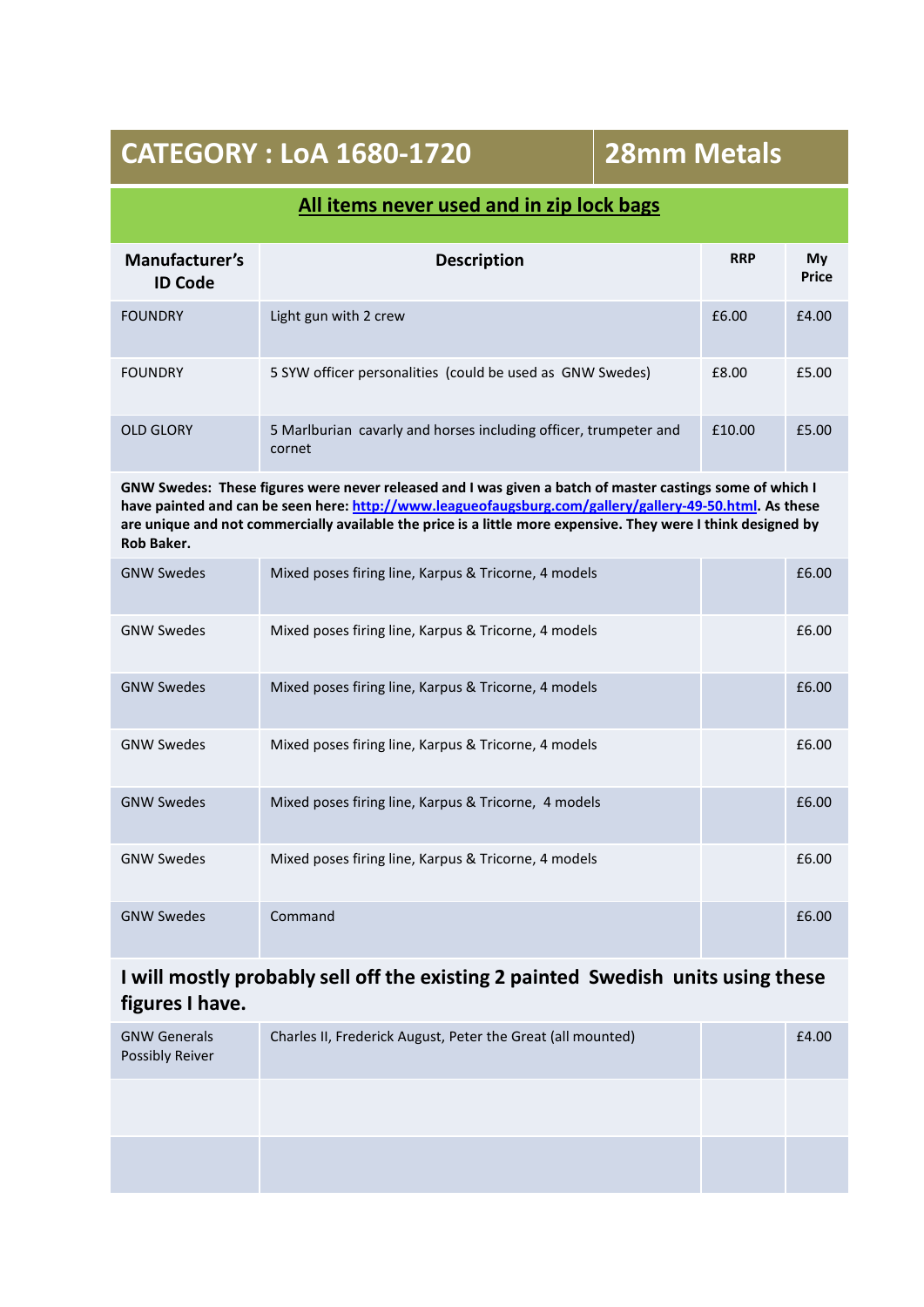| CATEGORY : LoA 1680-1720 | | 28mm Metals | |
|---|---|---|---|
| **All items never used and in zip lock bags** | | | |
| **Manufacturer's ID Code** | **Description** | **RRP** | **My Price** |
| FOUNDRY | Light gun with 2 crew | £6.00 | £4.00 |
| FOUNDRY | 5 SYW officer personalities (could be used as GNW Swedes) | £8.00 | £5.00 |
| OLD GLORY | 5 Marlburian cavarly and horses including officer, trumpeter and cornet | £10.00 | £5.00 |
| **GNW Swedes: These figures were never released and I was given a batch of master castings some of which I have painted and can be seen here: http://www.leagueofaugsburg.com/gallery/gallery-49-50.html. As these are unique and not commercially available the price is a little more expensive. They were I think designed by Rob Baker.** | | | |
| GNW Swedes | Mixed poses firing line, Karpus & Tricorne, 4 models | | £6.00 |
| GNW Swedes | Mixed poses firing line, Karpus & Tricorne, 4 models | | £6.00 |
| GNW Swedes | Mixed poses firing line, Karpus & Tricorne, 4 models | | £6.00 |
| GNW Swedes | Mixed poses firing line, Karpus & Tricorne, 4 models | | £6.00 |
| GNW Swedes | Mixed poses firing line, Karpus & Tricorne, 4 models | | £6.00 |
| GNW Swedes | Mixed poses firing line, Karpus & Tricorne, 4 models | | £6.00 |
| GNW Swedes | Command | | £6.00 |
| **I will mostly probably sell off the existing 2 painted Swedish units using these figures I have.** | | | |
| GNW Generals Possibly Reiver | Charles II, Frederick August, Peter the Great (all mounted) | | £4.00 |
| | | | |
| | | | |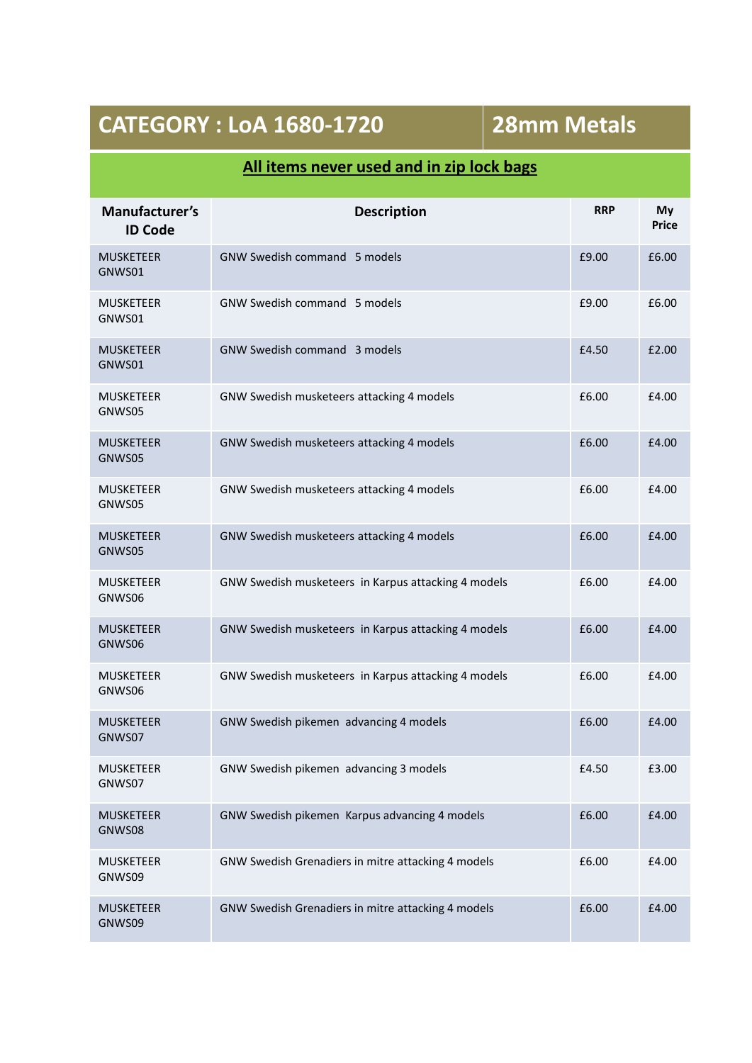| CATEGORY : LoA 1680-1720 | | 28mm Metals | |
|---|---|---|---|
| **All items never used and in zip lock bags** | | | |
| **Manufacturer's ID Code** | **Description** | **RRP** | **My Price** |
| MUSKETEER GNWS01 | GNW Swedish command 5 models | £9.00 | £6.00 |
| MUSKETEER GNWS01 | GNW Swedish command 5 models | £9.00 | £6.00 |
| MUSKETEER GNWS01 | GNW Swedish command 3 models | £4.50 | £2.00 |
| MUSKETEER GNWS05 | GNW Swedish musketeers attacking 4 models | £6.00 | £4.00 |
| MUSKETEER GNWS05 | GNW Swedish musketeers attacking 4 models | £6.00 | £4.00 |
| MUSKETEER GNWS05 | GNW Swedish musketeers attacking 4 models | £6.00 | £4.00 |
| MUSKETEER GNWS05 | GNW Swedish musketeers attacking 4 models | £6.00 | £4.00 |
| MUSKETEER GNWS06 | GNW Swedish musketeers in Karpus attacking 4 models | £6.00 | £4.00 |
| MUSKETEER GNWS06 | GNW Swedish musketeers in Karpus attacking 4 models | £6.00 | £4.00 |
| MUSKETEER GNWS06 | GNW Swedish musketeers in Karpus attacking 4 models | £6.00 | £4.00 |
| MUSKETEER GNWS07 | GNW Swedish pikemen advancing 4 models | £6.00 | £4.00 |
| MUSKETEER GNWS07 | GNW Swedish pikemen advancing 3 models | £4.50 | £3.00 |
| MUSKETEER GNWS08 | GNW Swedish pikemen Karpus advancing 4 models | £6.00 | £4.00 |
| MUSKETEER GNWS09 | GNW Swedish Grenadiers in mitre attacking 4 models | £6.00 | £4.00 |
| MUSKETEER GNWS09 | GNW Swedish Grenadiers in mitre attacking 4 models | £6.00 | £4.00 |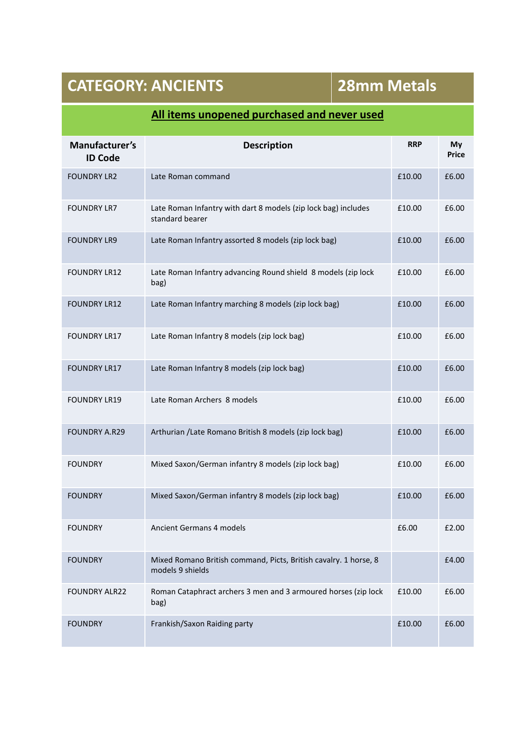# CATEGORY: ANCIENTS — 28mm Metals

**<u>All items unopened purchased and never used</u>**

| Manufacturer's ID Code | Description | RRP | My Price |
|---|---|---|---|
| FOUNDRY LR2 | Late Roman command | £10.00 | £6.00 |
| FOUNDRY LR7 | Late Roman Infantry with dart 8 models (zip lock bag) includes standard bearer | £10.00 | £6.00 |
| FOUNDRY LR9 | Late Roman Infantry assorted 8 models (zip lock bag) | £10.00 | £6.00 |
| FOUNDRY LR12 | Late Roman Infantry advancing Round shield 8 models (zip lock bag) | £10.00 | £6.00 |
| FOUNDRY LR12 | Late Roman Infantry marching 8 models (zip lock bag) | £10.00 | £6.00 |
| FOUNDRY LR17 | Late Roman Infantry 8 models (zip lock bag) | £10.00 | £6.00 |
| FOUNDRY LR17 | Late Roman Infantry 8 models (zip lock bag) | £10.00 | £6.00 |
| FOUNDRY LR19 | Late Roman Archers 8 models | £10.00 | £6.00 |
| FOUNDRY A.R29 | Arthurian /Late Romano British 8 models (zip lock bag) | £10.00 | £6.00 |
| FOUNDRY | Mixed Saxon/German infantry 8 models (zip lock bag) | £10.00 | £6.00 |
| FOUNDRY | Mixed Saxon/German infantry 8 models (zip lock bag) | £10.00 | £6.00 |
| FOUNDRY | Ancient Germans 4 models | £6.00 | £2.00 |
| FOUNDRY | Mixed Romano British command, Picts, British cavalry. 1 horse, 8 models 9 shields | | £4.00 |
| FOUNDRY ALR22 | Roman Cataphract archers 3 men and 3 armoured horses (zip lock bag) | £10.00 | £6.00 |
| FOUNDRY | Frankish/Saxon Raiding party | £10.00 | £6.00 |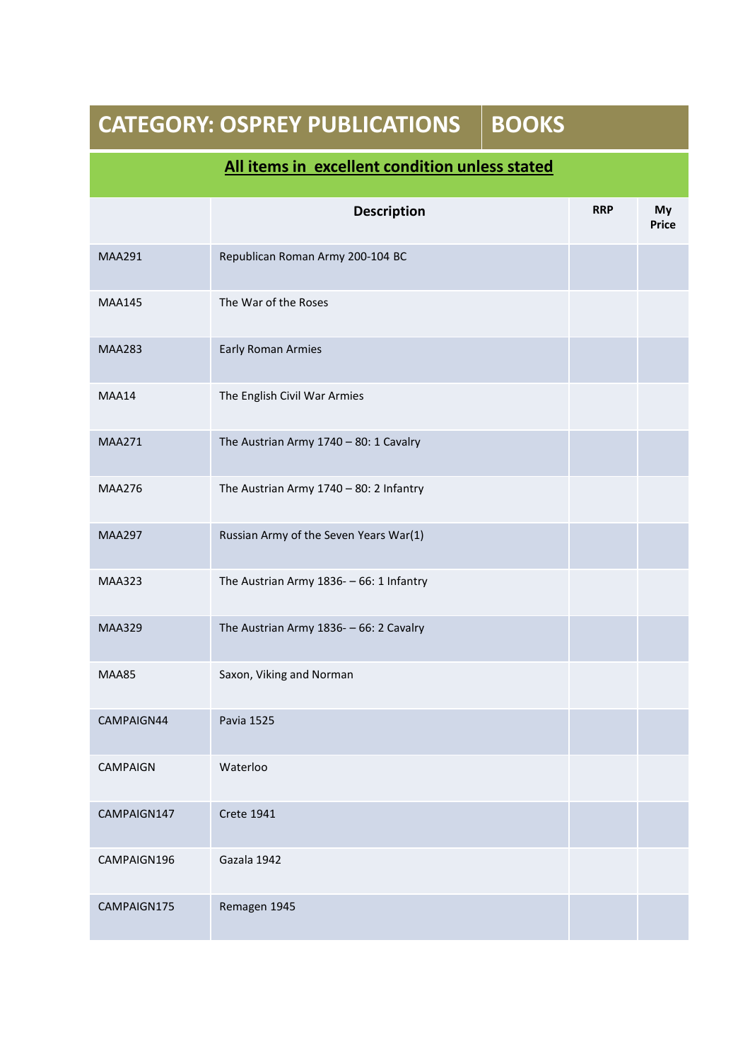| CATEGORY: OSPREY PUBLICATIONS | BOOKS | | |
|---|---|---|---|
| **All items in excellent condition unless stated** | | | |
| | **Description** | **RRP** | **My Price** |
| MAA291 | Republican Roman Army 200-104 BC | | |
| MAA145 | The War of the Roses | | |
| MAA283 | Early Roman Armies | | |
| MAA14 | The English Civil War Armies | | |
| MAA271 | The Austrian Army 1740 – 80: 1 Cavalry | | |
| MAA276 | The Austrian Army 1740 – 80: 2 Infantry | | |
| MAA297 | Russian Army of the Seven Years War(1) | | |
| MAA323 | The Austrian Army 1836- – 66: 1 Infantry | | |
| MAA329 | The Austrian Army 1836- – 66: 2 Cavalry | | |
| MAA85 | Saxon, Viking and Norman | | |
| CAMPAIGN44 | Pavia 1525 | | |
| CAMPAIGN | Waterloo | | |
| CAMPAIGN147 | Crete 1941 | | |
| CAMPAIGN196 | Gazala 1942 | | |
| CAMPAIGN175 | Remagen 1945 | | |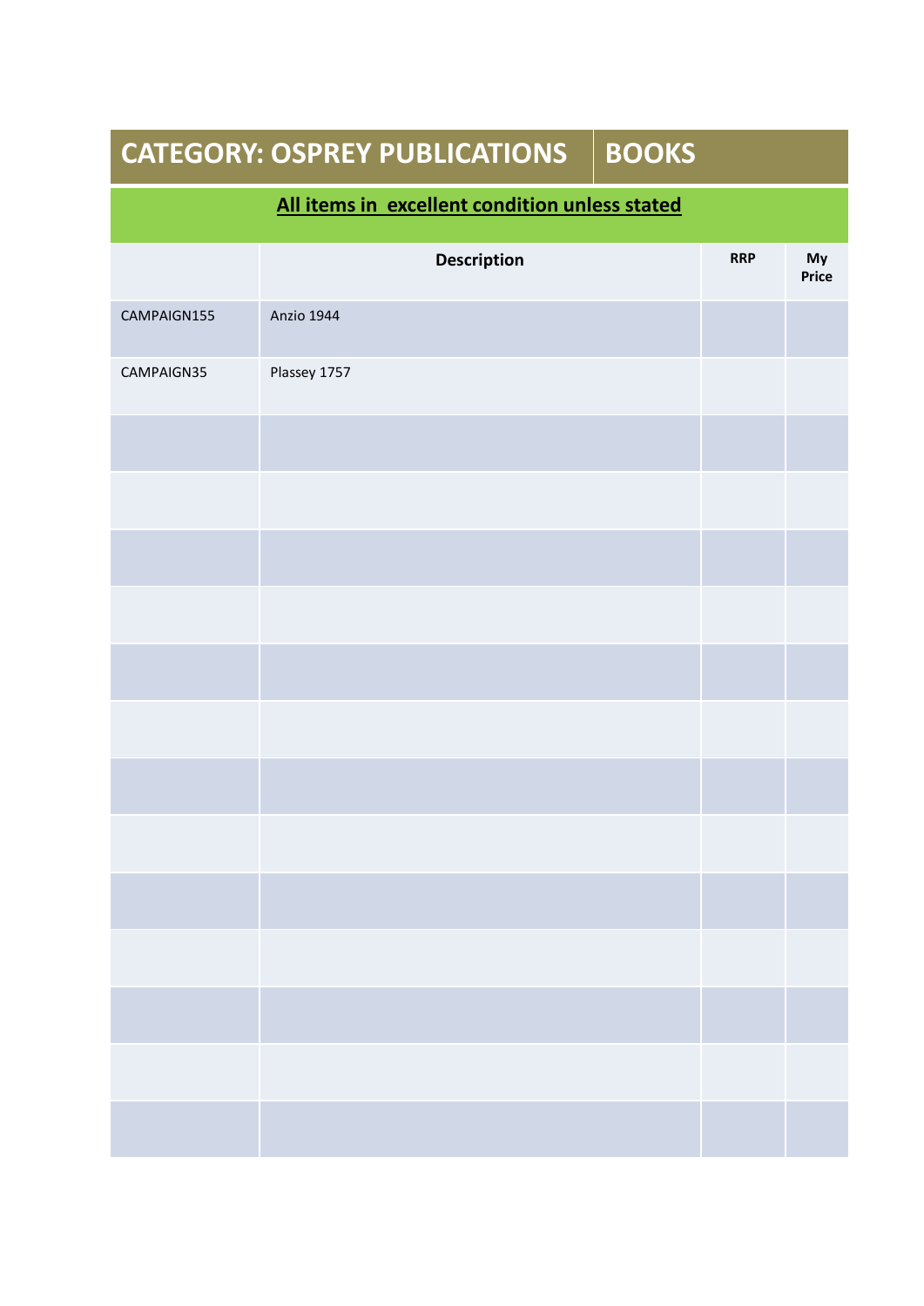| CATEGORY: OSPREY PUBLICATIONS | BOOKS | | |
|---|---|---|---|

**All items in  excellent condition unless stated**

| | Description | RRP | My Price |
|---|---|---|---|
| CAMPAIGN155 | Anzio 1944 | | |
| CAMPAIGN35 | Plassey 1757 | | |
| | | | |
| | | | |
| | | | |
| | | | |
| | | | |
| | | | |
| | | | |
| | | | |
| | | | |
| | | | |
| | | | |
| | | | |
| | | | |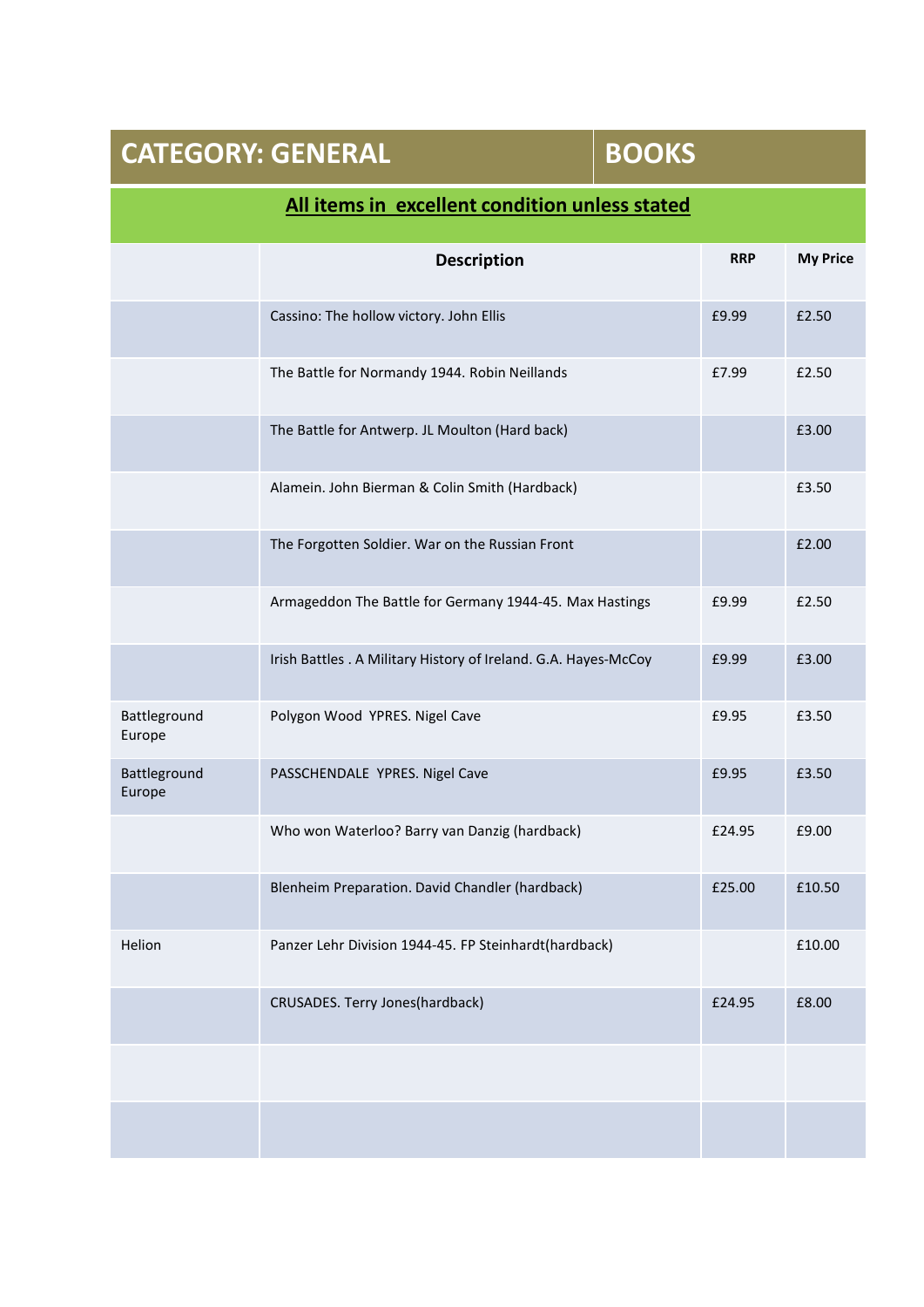## CATEGORY: GENERAL | BOOKS

**All items in excellent condition unless stated**

| | Description | RRP | My Price |
|---|---|---|---|
| | Cassino: The hollow victory. John Ellis | £9.99 | £2.50 |
| | The Battle for Normandy 1944. Robin Neillands | £7.99 | £2.50 |
| | The Battle for Antwerp. JL Moulton (Hard back) | | £3.00 |
| | Alamein. John Bierman & Colin Smith (Hardback) | | £3.50 |
| | The Forgotten Soldier. War on the Russian Front | | £2.00 |
| | Armageddon The Battle for Germany 1944-45. Max Hastings | £9.99 | £2.50 |
| | Irish Battles . A Military History of Ireland. G.A. Hayes-McCoy | £9.99 | £3.00 |
| Battleground Europe | Polygon Wood YPRES. Nigel Cave | £9.95 | £3.50 |
| Battleground Europe | PASSCHENDALE YPRES. Nigel Cave | £9.95 | £3.50 |
| | Who won Waterloo? Barry van Danzig (hardback) | £24.95 | £9.00 |
| | Blenheim Preparation. David Chandler (hardback) | £25.00 | £10.50 |
| Helion | Panzer Lehr Division 1944-45. FP Steinhardt(hardback) | | £10.00 |
| | CRUSADES. Terry Jones(hardback) | £24.95 | £8.00 |
| | | | |
| | | | |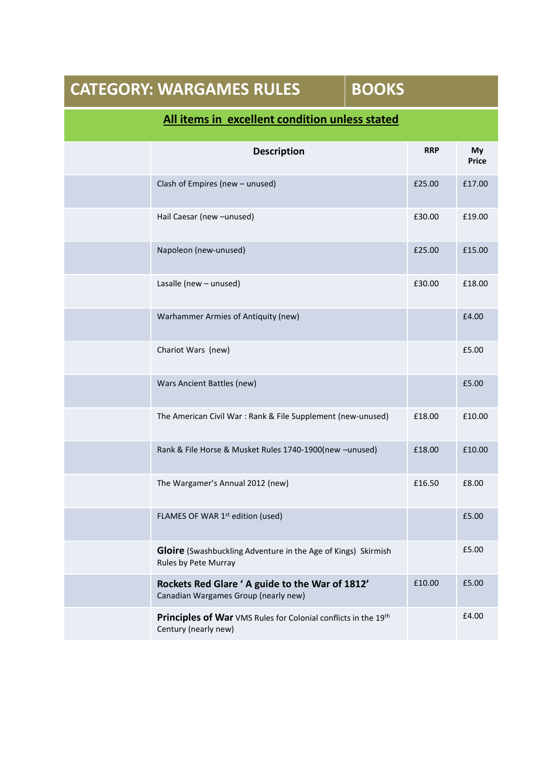# CATEGORY: WARGAMES RULES | BOOKS

**All items in excellent condition unless stated**

| | Description | RRP | My Price |
|---|---|---|---|
| | Clash of Empires (new – unused) | £25.00 | £17.00 |
| | Hail Caesar (new –unused) | £30.00 | £19.00 |
| | Napoleon (new-unused) | £25.00 | £15.00 |
| | Lasalle (new – unused) | £30.00 | £18.00 |
| | Warhammer Armies of Antiquity (new) | | £4.00 |
| | Chariot Wars (new) | | £5.00 |
| | Wars Ancient Battles (new) | | £5.00 |
| | The American Civil War : Rank & File Supplement (new-unused) | £18.00 | £10.00 |
| | Rank & File Horse & Musket Rules 1740-1900(new –unused) | £18.00 | £10.00 |
| | The Wargamer's Annual 2012 (new) | £16.50 | £8.00 |
| | FLAMES OF WAR 1st edition (used) | | £5.00 |
| | **Gloire** (Swashbuckling Adventure in the Age of Kings) Skirmish Rules by Pete Murray | | £5.00 |
| | **Rockets Red Glare ' A guide to the War of 1812'** Canadian Wargames Group (nearly new) | £10.00 | £5.00 |
| | **Principles of War** VMS Rules for Colonial conflicts in the 19th Century (nearly new) | | £4.00 |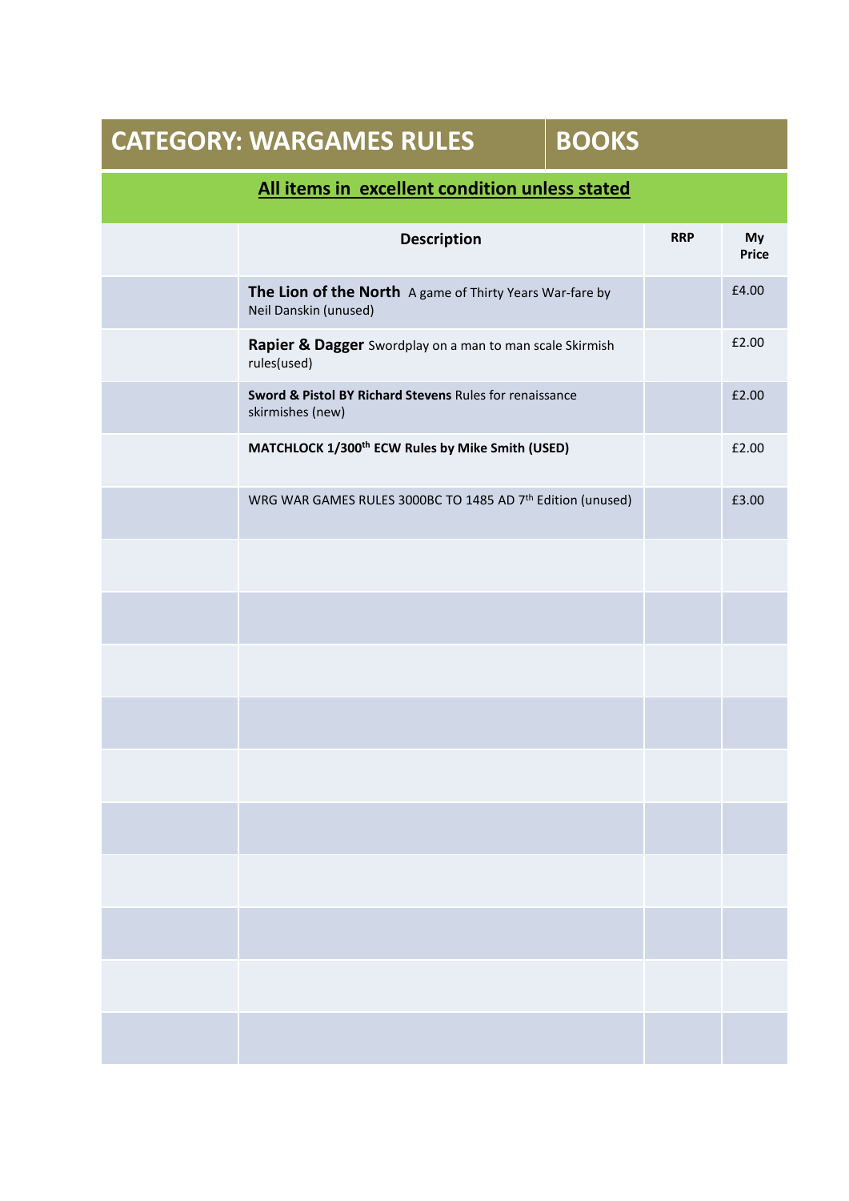# CATEGORY: WARGAMES RULES | BOOKS

**All items in excellent condition unless stated**

| | Description | RRP | My Price |
|---|---|---|---|
| | **The Lion of the North** A game of Thirty Years War-fare by Neil Danskin (unused) | | £4.00 |
| | **Rapier & Dagger** Swordplay on a man to man scale Skirmish rules(used) | | £2.00 |
| | **Sword & Pistol BY Richard Stevens** Rules for renaissance skirmishes (new) | | £2.00 |
| | **MATCHLOCK 1/300th ECW Rules by Mike Smith (USED)** | | £2.00 |
| | WRG WAR GAMES RULES 3000BC TO 1485 AD 7th Edition (unused) | | £3.00 |
| | | | |
| | | | |
| | | | |
| | | | |
| | | | |
| | | | |
| | | | |
| | | | |
| | | | |
| | | | |